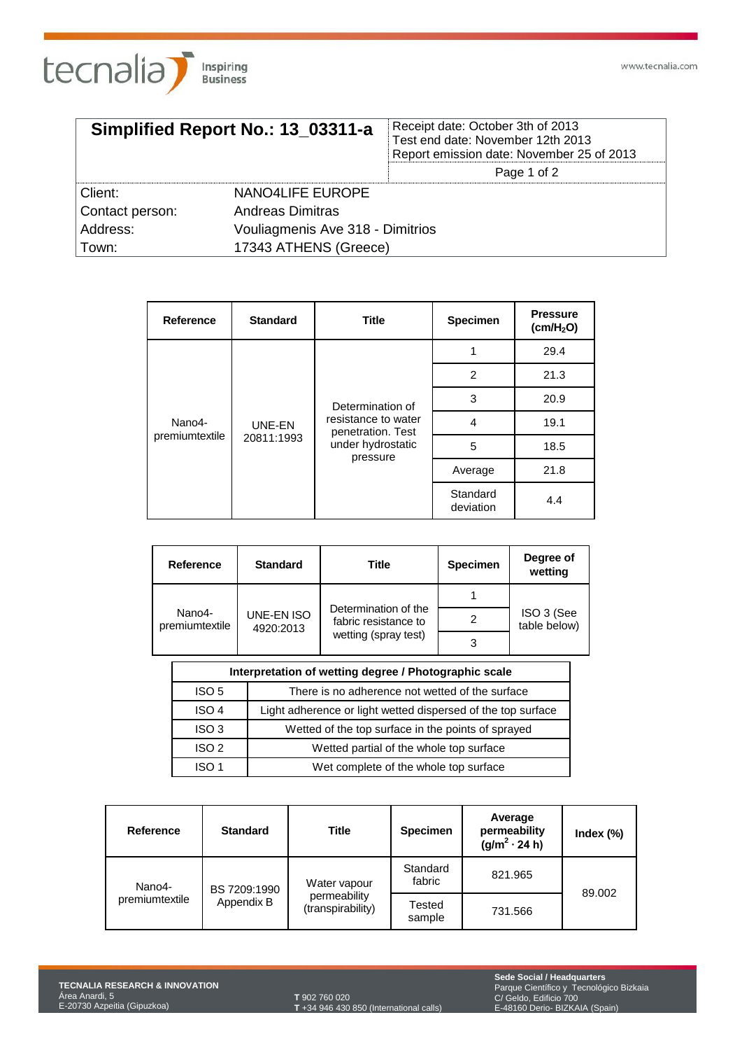tecnalia Inspiring Business

www.tecnalia.com

| **Simplified Report No.: 13_03311-a** | Receipt date: October 3th of 2013<br>Test end date: November 12th 2013<br>Report emission date: November 25 of 2013 |
|---|---|
| Client: | NANO4LIFE EUROPE |
| Contact person: | Andreas Dimitras |
| Address: | Vouliagmenis Ave 318 - Dimitrios |
| Town: | 17343 ATHENS (Greece) |

| **Reference** | **Standard** | **Title** | **Specimen** | **Pressure ($cm/H_2O$)** |
|---|---|---|---|---|
| Nano4-premiumtextile | UNE-EN 20811:1993 | Determination of resistance to water penetration. Test under hydrostatic pressure | 1 | 29.4 |
| | | | 2 | 21.3 |
| | | | 3 | 20.9 |
| | | | 4 | 19.1 |
| | | | 5 | 18.5 |
| | | | Average | 21.8 |
| | | | Standard deviation | 4.4 |

| **Reference** | **Standard** | **Title** | **Specimen** | **Degree of wetting** |
|---|---|---|---|---|
| Nano4-premiumtextile | UNE-EN ISO 4920:2013 | Determination of the fabric resistance to wetting (spray test) | 1 | ISO 3 (See table below) |
| | | | 2 | |
| | | | 3 | |

| **Interpretation of wetting degree / Photographic scale** | |
|---|---|
| ISO 5 | There is no adherence not wetted of the surface |
| ISO 4 | Light adherence or light wetted dispersed of the top surface |
| ISO 3 | Wetted of the top surface in the points of sprayed |
| ISO 2 | Wetted partial of the whole top surface |
| ISO 1 | Wet complete of the whole top surface |

| **Reference** | **Standard** | **Title** | **Specimen** | **Average permeability ($g/m^2 \cdot 24$ h)** | **Index (%)** |
|---|---|---|---|---|---|
| Nano4-premiumtextile | BS 7209:1990 Appendix B | Water vapour permeability (transpirability) | Standard fabric | 821.965 | 89.002 |
| | | | Tested sample | 731.566 | |

**TECNALIA RESEARCH & INNOVATION**
Área Anardi, 5
E-20730 Azpeitia (Gipuzkoa)

**T** 902 760 020
**T** +34 946 430 850 (International calls)

**Sede Social / Headquarters**
Parque Científico y Tecnológico Bizkaia
C/ Geldo, Edificio 700
E-48160 Derio- BIZKAIA (Spain)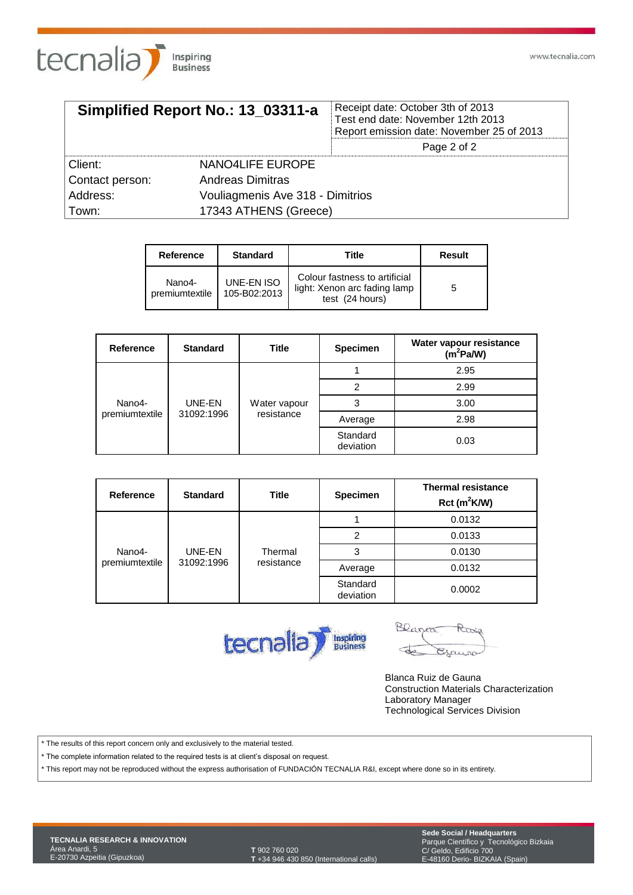## Simplified Report No.: 13_03311-a

Receipt date: October 3th of 2013
Test end date: November 12th 2013
Report emission date: November 25 of 2013

| | |
|---|---|
| Client: | NANO4LIFE EUROPE |
| Contact person: | Andreas Dimitras |
| Address: | Vouliagmenis Ave 318 - Dimitrios |
| Town: | 17343 ATHENS (Greece) |

| Reference | Standard | Title | Result |
|---|---|---|---|
| Nano4-premiumtextile | UNE-EN ISO 105-B02:2013 | Colour fastness to artificial light: Xenon arc fading lamp test (24 hours) | 5 |

| Reference | Standard | Title | Specimen | Water vapour resistance ($m^2Pa/W$) |
|---|---|---|---|---|
| Nano4-premiumtextile | UNE-EN 31092:1996 | Water vapour resistance | 1 | 2.95 |
| | | | 2 | 2.99 |
| | | | 3 | 3.00 |
| | | | Average | 2.98 |
| | | | Standard deviation | 0.03 |

| Reference | Standard | Title | Specimen | Thermal resistance Rct ($m^2K/W$) |
|---|---|---|---|---|
| Nano4-premiumtextile | UNE-EN 31092:1996 | Thermal resistance | 1 | 0.0132 |
| | | | 2 | 0.0133 |
| | | | 3 | 0.0130 |
| | | | Average | 0.0132 |
| | | | Standard deviation | 0.0002 |

Blanca Ruiz de Gauna
Construction Materials Characterization Laboratory Manager
Technological Services Division

* The results of this report concern only and exclusively to the material tested.
* The complete information related to the required tests is at client's disposal on request.
* This report may not be reproduced without the express authorisation of FUNDACIÓN TECNALIA R&I, except where done so in its entirety.